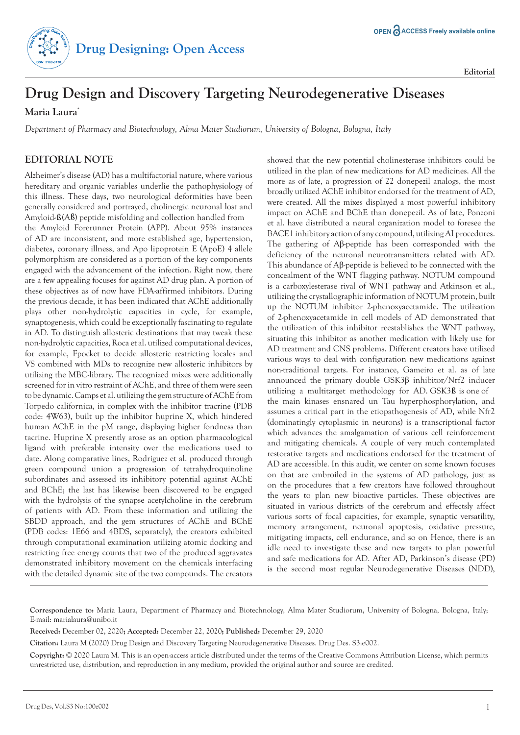# Drug Design and Discovery Targeting Neurodegenerative Diseases

**Maria Laura***

*Department of Pharmacy and Biotechnology, Alma Mater Studiorum, University of Bologna, Bologna, Italy*

Editorial

## EDITORIAL NOTE

Alzheimer's disease (AD) has a multifactorial nature, where various hereditary and organic variables underlie the pathophysiology of this illness. These days, two neurological deformities have been generally considered and portrayed, cholinergic neuronal lost and Amyloid-ß(Aß) peptide misfolding and collection handled from the Amyloid Forerunner Protein (APP). About 95% instances of AD are inconsistent, and more established age, hypertension, diabetes, coronary illness, and Apo lipoprotein E (ApoE) 4 allele polymorphism are considered as a portion of the key components engaged with the advancement of the infection. Right now, there are a few appealing focuses for against AD drug plan. A portion of these objectives as of now have FDA-affirmed inhibitors. During the previous decade, it has been indicated that AChE additionally plays other non-hydrolytic capacities in cycle, for example, synaptogenesis, which could be exceptionally fascinating to regulate in AD. To distinguish allosteric destinations that may tweak these non-hydrolytic capacities, Roca et al. utilized computational devices, for example, Fpocket to decide allosteric restricting locales and VS combined with MDs to recognize new allosteric inhibitors by utilizing the MBC-library. The recognized mixes were additionally screened for in vitro restraint of AChE, and three of them were seen to be dynamic. Camps et al. utilizing the gem structure of AChE from Torpedo californica, in complex with the inhibitor tracrine (PDB code: 4W63), built up the inhibitor huprine X, which hindered human AChE in the pM range, displaying higher fondness than tacrine. Huprine X presently arose as an option pharmacological ligand with preferable intensity over the medications used to date. Along comparative lines, Rodríguez et al. produced through green compound union a progression of tetrahydroquinoline subordinates and assessed its inhibitory potential against AChE and BChE; the last has likewise been discovered to be engaged with the hydrolysis of the synapse acetylcholine in the cerebrum of patients with AD. From these information and utilizing the SBDD approach, and the gem structures of AChE and BChE (PDB codes: 1E66 and 4BDS, separately), the creators exhibited through computational examination utilizing atomic docking and restricting free energy counts that two of the produced aggravates demonstrated inhibitory movement on the chemicals interfacing with the detailed dynamic site of the two compounds. The creators showed that the new potential cholinesterase inhibitors could be utilized in the plan of new medications for AD medicines. All the more as of late, a progression of 22 donepezil analogs, the most broadly utilized AChE inhibitor endorsed for the treatment of AD, were created. All the mixes displayed a most powerful inhibitory impact on AChE and BChE than donepezil. As of late, Ponzoni et al. have distributed a neural organization model to foresee the BACE1 inhibitory action of any compound, utilizing AI procedures. The gathering of Aβ-peptide has been corresponded with the deficiency of the neuronal neurotransmitters related with AD. This abundance of Aβ-peptide is believed to be connected with the concealment of the WNT flagging pathway. NOTUM compound is a carboxylesterase rival of WNT pathway and Atkinson et al., utilizing the crystallographic information of NOTUM protein, built up the NOTUM inhibitor 2-phenoxyacetamide. The utilization of 2-phenoxyacetamide in cell models of AD demonstrated that the utilization of this inhibitor reestablishes the WNT pathway, situating this inhibitor as another medication with likely use for AD treatment and CNS problems. Different creators have utilized various ways to deal with configuration new medications against non-traditional targets. For instance, Gameiro et al. as of late announced the primary double GSK3β inhibitor/Nrf2 inducer utilizing a multitarget methodology for AD. GSK3ß is one of the main kinases ensnared un Tau hyperphosphorylation, and assumes a critical part in the etiopathogenesis of AD, while Nfr2 (dominatingly cytoplasmic in neurons) is a transcriptional factor which advances the amalgamation of various cell reinforcement and mitigating chemicals. A couple of very much contemplated restorative targets and medications endorsed for the treatment of AD are accessible. In this audit, we center on some known focuses on that are embroiled in the systems of AD pathology, just as on the procedures that a few creators have followed throughout the years to plan new bioactive particles. These objectives are situated in various districts of the cerebrum and effectsly affect various sorts of focal capacities, for example, synaptic versatility, memory arrangement, neuronal apoptosis, oxidative pressure, mitigating impacts, cell endurance, and so on Hence, there is an idle need to investigate these and new targets to plan powerful and safe medications for AD. After AD, Parkinson's disease (PD) is the second most regular Neurodegenerative Diseases (NDD),

---

**Correspondence to:** Maria Laura, Department of Pharmacy and Biotechnology, Alma Mater Studiorum, University of Bologna, Bologna, Italy; E-mail: marialaura@unibo.it

**Received:** December 02, 2020**; Accepted:** December 22, 2020**; Published:** December 29, 2020

**Citation:** Laura M (2020) Drug Design and Discovery Targeting Neurodegenerative Diseases. Drug Des. S3:e002.

**Copyright:** © 2020 Laura M. This is an open-access article distributed under the terms of the Creative Commons Attribution License, which permits unrestricted use, distribution, and reproduction in any medium, provided the original author and source are credited.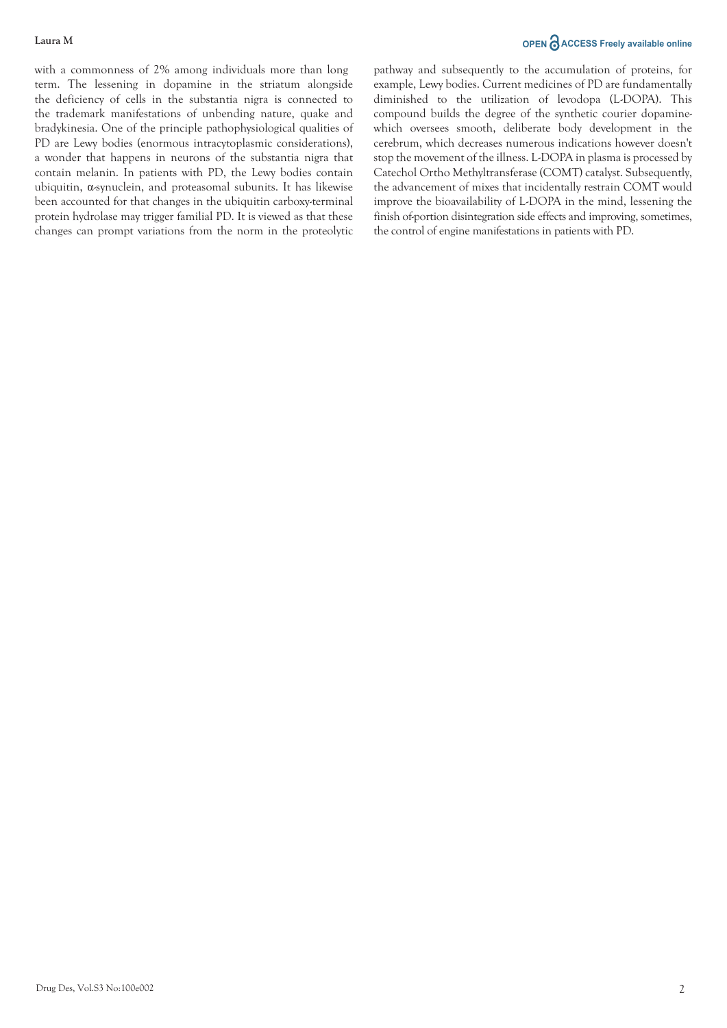with a commonness of 2% among individuals more than long term. The lessening in dopamine in the striatum alongside the deficiency of cells in the substantia nigra is connected to the trademark manifestations of unbending nature, quake and bradykinesia. One of the principle pathophysiological qualities of PD are Lewy bodies (enormous intracytoplasmic considerations), a wonder that happens in neurons of the substantia nigra that contain melanin. In patients with PD, the Lewy bodies contain ubiquitin, α-synuclein, and proteasomal subunits. It has likewise been accounted for that changes in the ubiquitin carboxy-terminal protein hydrolase may trigger familial PD. It is viewed as that these changes can prompt variations from the norm in the proteolytic pathway and subsequently to the accumulation of proteins, for example, Lewy bodies. Current medicines of PD are fundamentally diminished to the utilization of levodopa (L-DOPA). This compound builds the degree of the synthetic courier dopamine-which oversees smooth, deliberate body development in the cerebrum, which decreases numerous indications however doesn't stop the movement of the illness. L-DOPA in plasma is processed by Catechol Ortho Methyltransferase (COMT) catalyst. Subsequently, the advancement of mixes that incidentally restrain COMT would improve the bioavailability of L-DOPA in the mind, lessening the finish of-portion disintegration side effects and improving, sometimes, the control of engine manifestations in patients with PD.